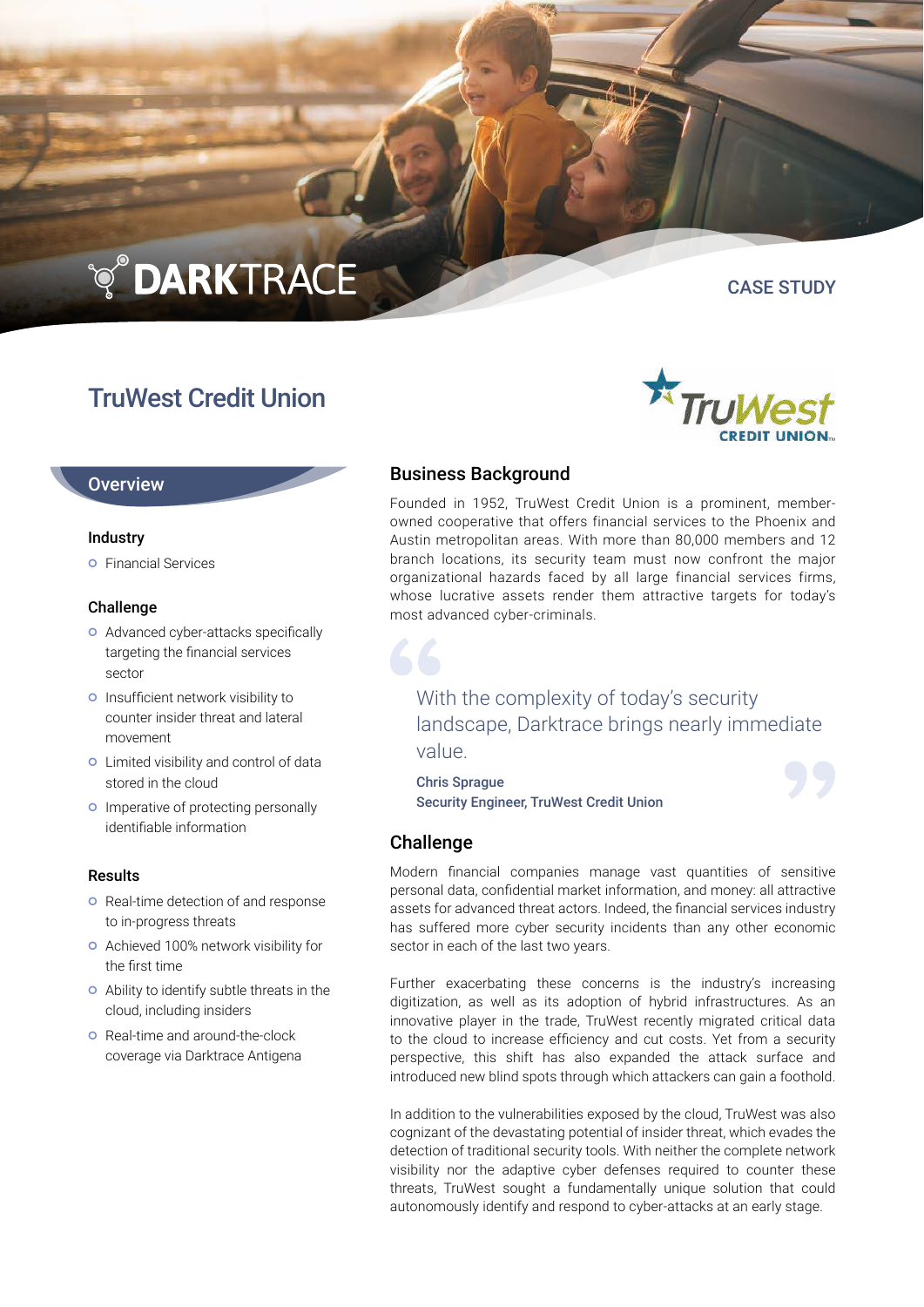DARKTRACE

CASE STUDY

# TruWest Credit Union

TruWest CREDIT UNION

## Overview

### Industry

- Financial Services

### Challenge

- Advanced cyber-attacks specifically targeting the financial services sector
- Insufficient network visibility to counter insider threat and lateral movement
- Limited visibility and control of data stored in the cloud
- Imperative of protecting personally identifiable information

### Results

- Real-time detection of and response to in-progress threats
- Achieved 100% network visibility for the first time
- Ability to identify subtle threats in the cloud, including insiders
- Real-time and around-the-clock coverage via Darktrace Antigena

## Business Background

Founded in 1952, TruWest Credit Union is a prominent, member-owned cooperative that offers financial services to the Phoenix and Austin metropolitan areas. With more than 80,000 members and 12 branch locations, its security team must now confront the major organizational hazards faced by all large financial services firms, whose lucrative assets render them attractive targets for today's most advanced cyber-criminals.

> With the complexity of today's security landscape, Darktrace brings nearly immediate value.
>
> **Chris Sprague**
> **Security Engineer, TruWest Credit Union**

## Challenge

Modern financial companies manage vast quantities of sensitive personal data, confidential market information, and money: all attractive assets for advanced threat actors. Indeed, the financial services industry has suffered more cyber security incidents than any other economic sector in each of the last two years.

Further exacerbating these concerns is the industry's increasing digitization, as well as its adoption of hybrid infrastructures. As an innovative player in the trade, TruWest recently migrated critical data to the cloud to increase efficiency and cut costs. Yet from a security perspective, this shift has also expanded the attack surface and introduced new blind spots through which attackers can gain a foothold.

In addition to the vulnerabilities exposed by the cloud, TruWest was also cognizant of the devastating potential of insider threat, which evades the detection of traditional security tools. With neither the complete network visibility nor the adaptive cyber defenses required to counter these threats, TruWest sought a fundamentally unique solution that could autonomously identify and respond to cyber-attacks at an early stage.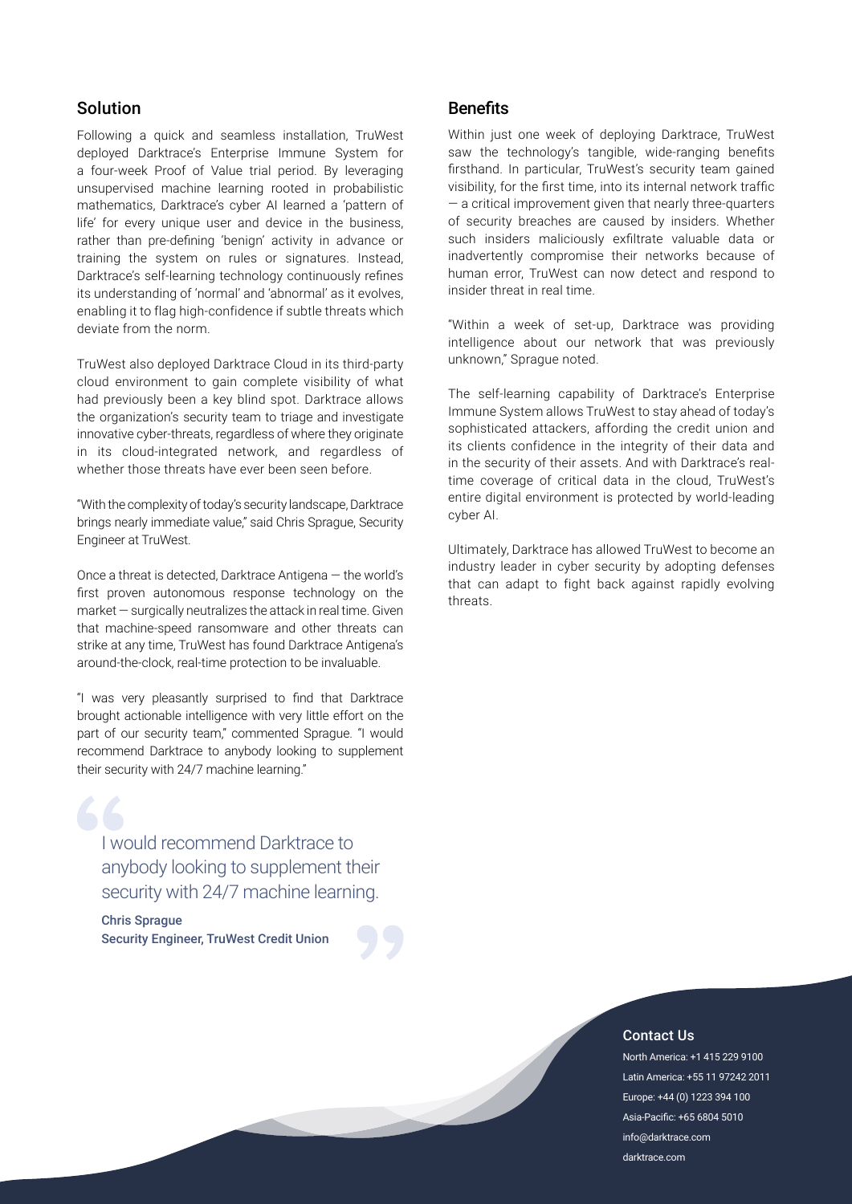## Solution

Following a quick and seamless installation, TruWest deployed Darktrace's Enterprise Immune System for a four-week Proof of Value trial period. By leveraging unsupervised machine learning rooted in probabilistic mathematics, Darktrace's cyber AI learned a 'pattern of life' for every unique user and device in the business, rather than pre-defining 'benign' activity in advance or training the system on rules or signatures. Instead, Darktrace's self-learning technology continuously refines its understanding of 'normal' and 'abnormal' as it evolves, enabling it to flag high-confidence if subtle threats which deviate from the norm.

TruWest also deployed Darktrace Cloud in its third-party cloud environment to gain complete visibility of what had previously been a key blind spot. Darktrace allows the organization's security team to triage and investigate innovative cyber-threats, regardless of where they originate in its cloud-integrated network, and regardless of whether those threats have ever been seen before.

"With the complexity of today's security landscape, Darktrace brings nearly immediate value," said Chris Sprague, Security Engineer at TruWest.

Once a threat is detected, Darktrace Antigena — the world's first proven autonomous response technology on the market — surgically neutralizes the attack in real time. Given that machine-speed ransomware and other threats can strike at any time, TruWest has found Darktrace Antigena's around-the-clock, real-time protection to be invaluable.

"I was very pleasantly surprised to find that Darktrace brought actionable intelligence with very little effort on the part of our security team," commented Sprague. "I would recommend Darktrace to anybody looking to supplement their security with 24/7 machine learning."

> I would recommend Darktrace to anybody looking to supplement their security with 24/7 machine learning.
>
> **Chris Sprague**
> **Security Engineer, TruWest Credit Union**

## Benefits

Within just one week of deploying Darktrace, TruWest saw the technology's tangible, wide-ranging benefits firsthand. In particular, TruWest's security team gained visibility, for the first time, into its internal network traffic — a critical improvement given that nearly three-quarters of security breaches are caused by insiders. Whether such insiders maliciously exfiltrate valuable data or inadvertently compromise their networks because of human error, TruWest can now detect and respond to insider threat in real time.

"Within a week of set-up, Darktrace was providing intelligence about our network that was previously unknown," Sprague noted.

The self-learning capability of Darktrace's Enterprise Immune System allows TruWest to stay ahead of today's sophisticated attackers, affording the credit union and its clients confidence in the integrity of their data and in the security of their assets. And with Darktrace's real-time coverage of critical data in the cloud, TruWest's entire digital environment is protected by world-leading cyber AI.

Ultimately, Darktrace has allowed TruWest to become an industry leader in cyber security by adopting defenses that can adapt to fight back against rapidly evolving threats.

### Contact Us

North America: +1 415 229 9100
Latin America: +55 11 97242 2011
Europe: +44 (0) 1223 394 100
Asia-Pacific: +65 6804 5010
info@darktrace.com
darktrace.com